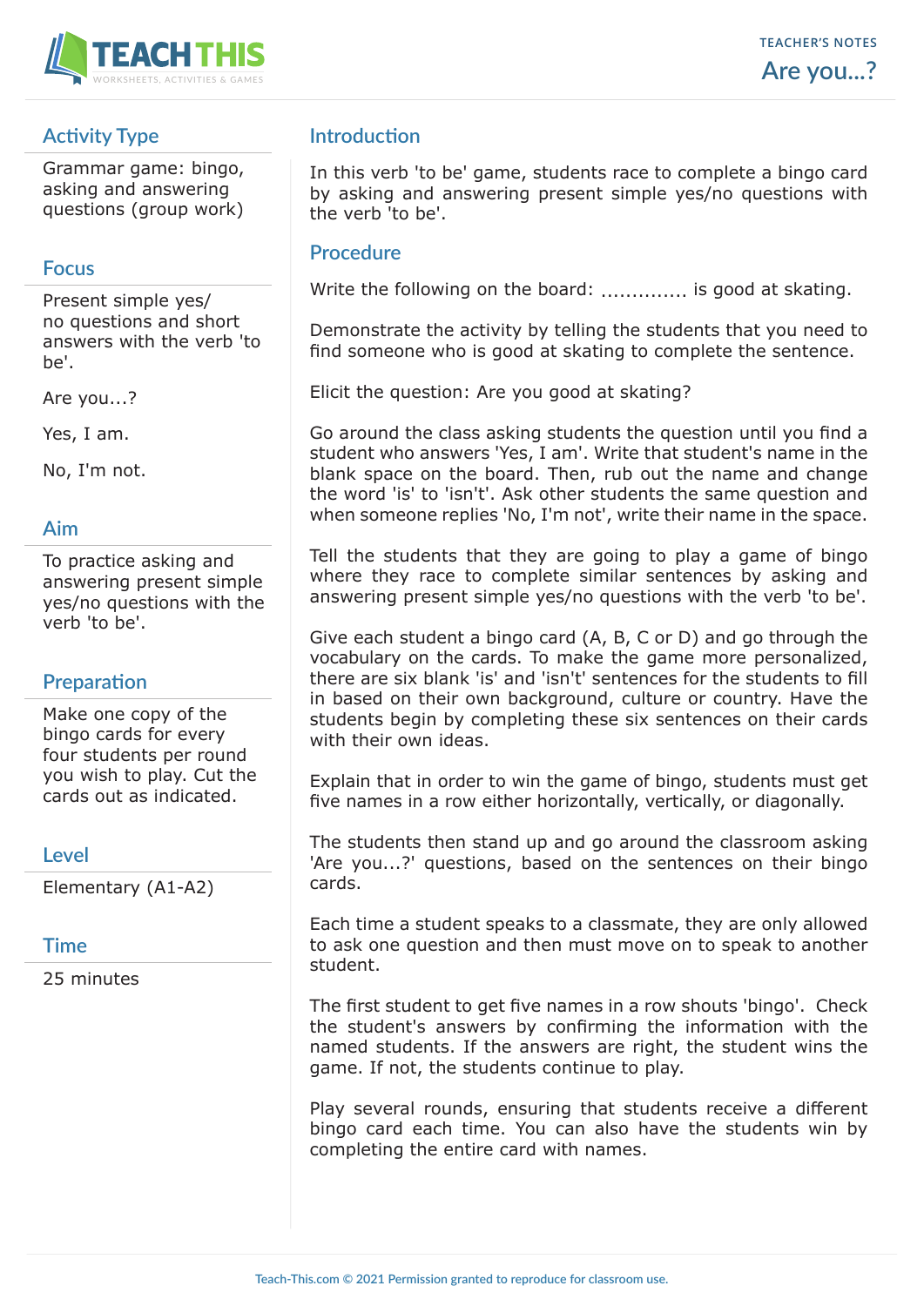TEACHER'S NOTES

# Are you...?

## Activity Type

Grammar game: bingo, asking and answering questions (group work)

## Focus

Present simple yes/no questions and short answers with the verb 'to be'.

Are you...?

Yes, I am.

No, I'm not.

## Aim

To practice asking and answering present simple yes/no questions with the verb 'to be'.

## Preparation

Make one copy of the bingo cards for every four students per round you wish to play. Cut the cards out as indicated.

## Level

Elementary (A1-A2)

## Time

25 minutes

## Introduction

In this verb 'to be' game, students race to complete a bingo card by asking and answering present simple yes/no questions with the verb 'to be'.

## Procedure

Write the following on the board: .............. is good at skating.

Demonstrate the activity by telling the students that you need to find someone who is good at skating to complete the sentence.

Elicit the question: Are you good at skating?

Go around the class asking students the question until you find a student who answers 'Yes, I am'. Write that student's name in the blank space on the board. Then, rub out the name and change the word 'is' to 'isn't'. Ask other students the same question and when someone replies 'No, I'm not', write their name in the space.

Tell the students that they are going to play a game of bingo where they race to complete similar sentences by asking and answering present simple yes/no questions with the verb 'to be'.

Give each student a bingo card (A, B, C or D) and go through the vocabulary on the cards. To make the game more personalized, there are six blank 'is' and 'isn't' sentences for the students to fill in based on their own background, culture or country. Have the students begin by completing these six sentences on their cards with their own ideas.

Explain that in order to win the game of bingo, students must get five names in a row either horizontally, vertically, or diagonally.

The students then stand up and go around the classroom asking 'Are you...?' questions, based on the sentences on their bingo cards.

Each time a student speaks to a classmate, they are only allowed to ask one question and then must move on to speak to another student.

The first student to get five names in a row shouts 'bingo'. Check the student's answers by confirming the information with the named students. If the answers are right, the student wins the game. If not, the students continue to play.

Play several rounds, ensuring that students receive a different bingo card each time. You can also have the students win by completing the entire card with names.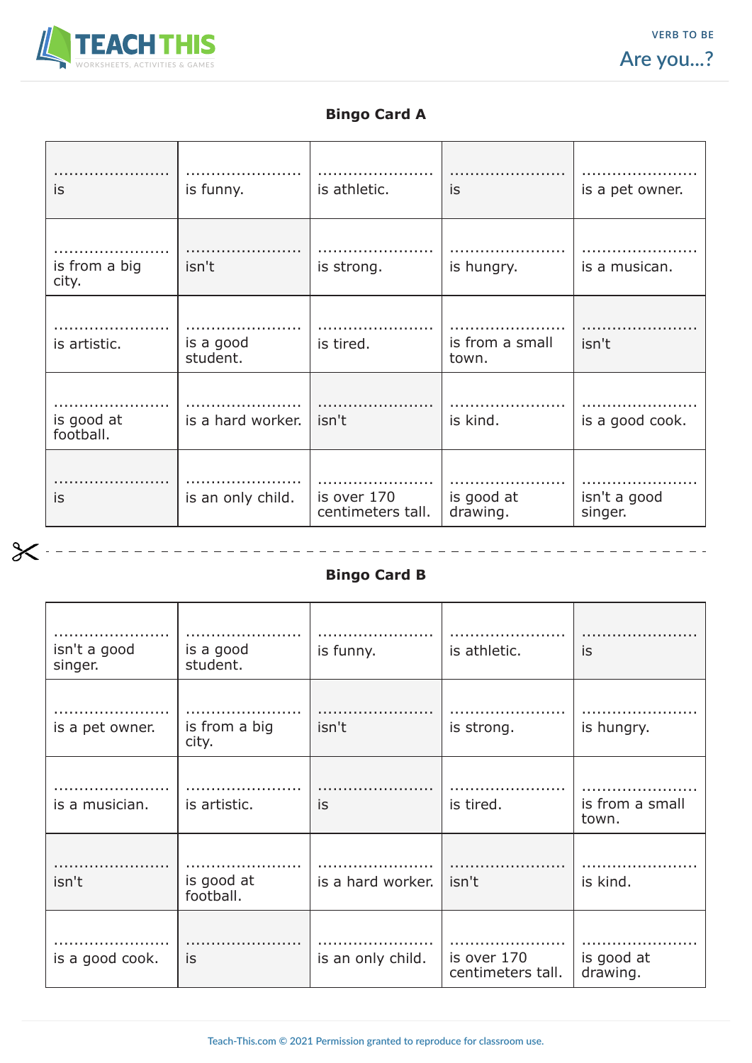## Bingo Card A

| | | | | |
|---|---|---|---|---|
| ...................... is | ...................... is funny. | ...................... is athletic. | ...................... is | ...................... is a pet owner. |
| ...................... is from a big city. | ...................... isn't | ...................... is strong. | ...................... is hungry. | ...................... is a musican. |
| ...................... is artistic. | ...................... is a good student. | ...................... is tired. | ...................... is from a small town. | ...................... isn't |
| ...................... is good at football. | ...................... is a hard worker. | ...................... isn't | ...................... is kind. | ...................... is a good cook. |
| ...................... is | ...................... is an only child. | ...................... is over 170 centimeters tall. | ...................... is good at drawing. | ...................... isn't a good singer. |

## Bingo Card B

| | | | | |
|---|---|---|---|---|
| ...................... isn't a good singer. | ...................... is a good student. | ...................... is funny. | ...................... is athletic. | ...................... is |
| ...................... is a pet owner. | ...................... is from a big city. | ...................... isn't | ...................... is strong. | ...................... is hungry. |
| ...................... is a musician. | ...................... is artistic. | ...................... is | ...................... is tired. | ...................... is from a small town. |
| ...................... isn't | ...................... is good at football. | ...................... is a hard worker. | ...................... isn't | ...................... is kind. |
| ...................... is a good cook. | ...................... is | ...................... is an only child. | ...................... is over 170 centimeters tall. | ...................... is good at drawing. |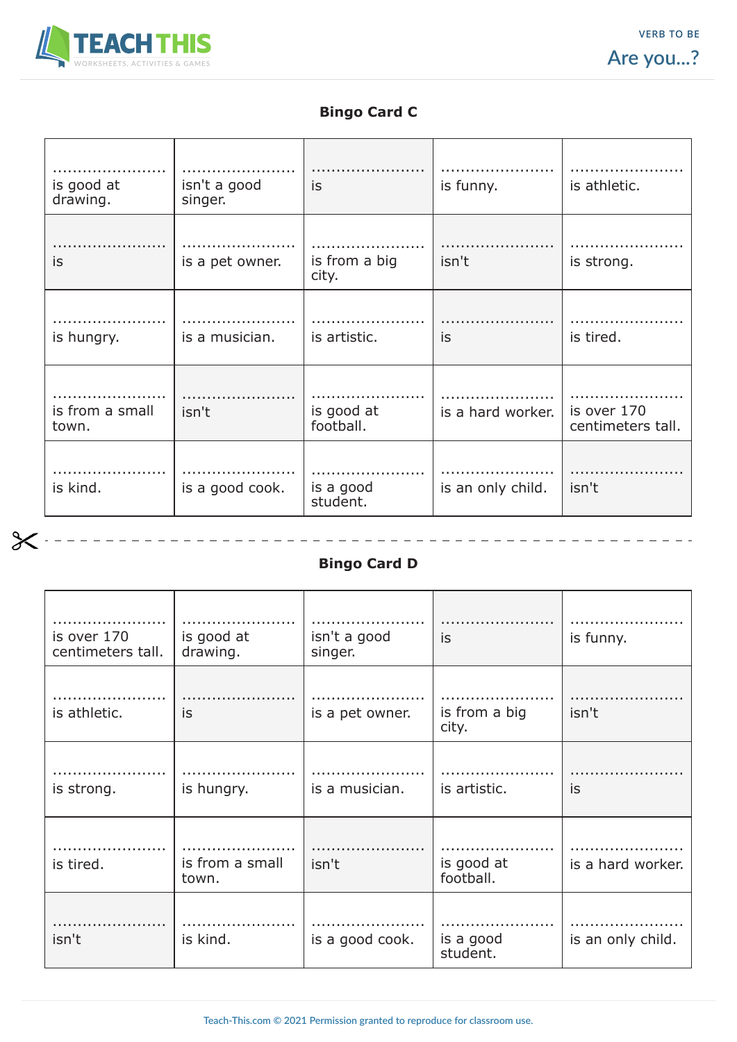## Bingo Card C

| | | | | |
|---|---|---|---|---|
| ........................ is good at drawing. | ........................ isn't a good singer. | ........................ is | ........................ is funny. | ........................ is athletic. |
| ........................ is | ........................ is a pet owner. | ........................ is from a big city. | ........................ isn't | ........................ is strong. |
| ........................ is hungry. | ........................ is a musician. | ........................ is artistic. | ........................ is | ........................ is tired. |
| ........................ is from a small town. | ........................ isn't | ........................ is good at football. | ........................ is a hard worker. | ........................ is over 170 centimeters tall. |
| ........................ is kind. | ........................ is a good cook. | ........................ is a good student. | ........................ is an only child. | ........................ isn't |

## Bingo Card D

| | | | | |
|---|---|---|---|---|
| ........................ is over 170 centimeters tall. | ........................ is good at drawing. | ........................ isn't a good singer. | ........................ is | ........................ is funny. |
| ........................ is athletic. | ........................ is | ........................ is a pet owner. | ........................ is from a big city. | ........................ isn't |
| ........................ is strong. | ........................ is hungry. | ........................ is a musician. | ........................ is artistic. | ........................ is |
| ........................ is tired. | ........................ is from a small town. | ........................ isn't | ........................ is good at football. | ........................ is a hard worker. |
| ........................ isn't | ........................ is kind. | ........................ is a good cook. | ........................ is a good student. | ........................ is an only child. |